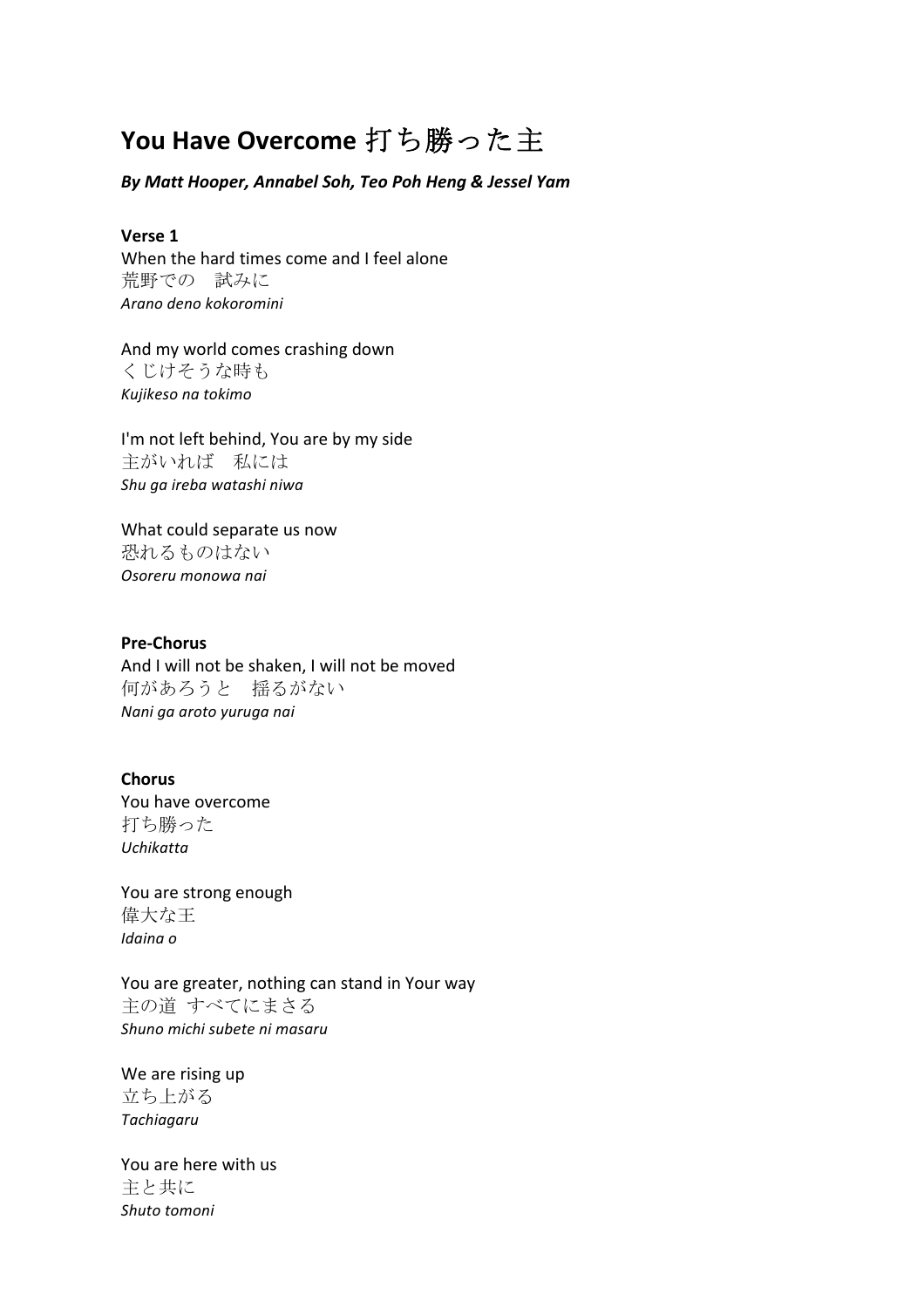# You Have Overcome 打ち勝った主

***By Matt Hooper, Annabel Soh, Teo Poh Heng & Jessel Yam***

**Verse 1**

When the hard times come and I feel alone  
荒野での　試みに  
*Arano deno kokoromini*

And my world comes crashing down  
くじけそうな時も  
*Kujikeso na tokimo*

I'm not left behind, You are by my side  
主がいれば　私には  
*Shu ga ireba watashi niwa*

What could separate us now  
恐れるものはない  
*Osoreru monowa nai*

**Pre-Chorus**

And I will not be shaken, I will not be moved  
何があろうと　揺るがない  
*Nani ga aroto yuruga nai*

**Chorus**

You have overcome  
打ち勝った  
*Uchikatta*

You are strong enough  
偉大な王  
*Idaina o*

You are greater, nothing can stand in Your way  
主の道 すべてにまさる  
*Shuno michi subete ni masaru*

We are rising up  
立ち上がる  
*Tachiagaru*

You are here with us  
主と共に  
*Shuto tomoni*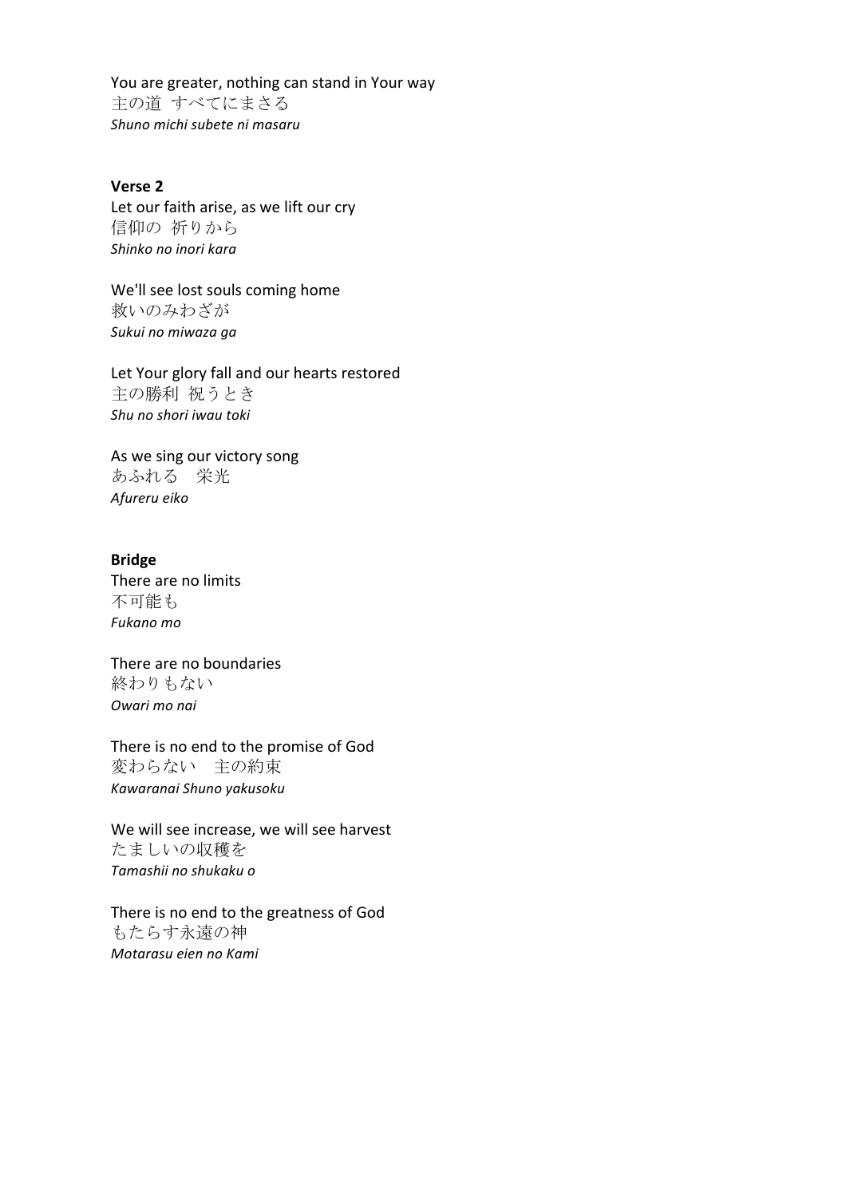You are greater, nothing can stand in Your way
主の道 すべてにまさる
*Shuno michi subete ni masaru*

**Verse 2**
Let our faith arise, as we lift our cry
信仰の 祈りから
*Shinko no inori kara*

We'll see lost souls coming home
救いのみわざが
*Sukui no miwaza ga*

Let Your glory fall and our hearts restored
主の勝利 祝うとき
*Shu no shori iwau toki*

As we sing our victory song
あふれる　栄光
*Afureru eiko*

**Bridge**
There are no limits
不可能も
*Fukano mo*

There are no boundaries
終わりもない
*Owari mo nai*

There is no end to the promise of God
変わらない　主の約束
*Kawaranai Shuno yakusoku*

We will see increase, we will see harvest
たましいの収穫を
*Tamashii no shukaku o*

There is no end to the greatness of God
もたらす永遠の神
*Motarasu eien no Kami*